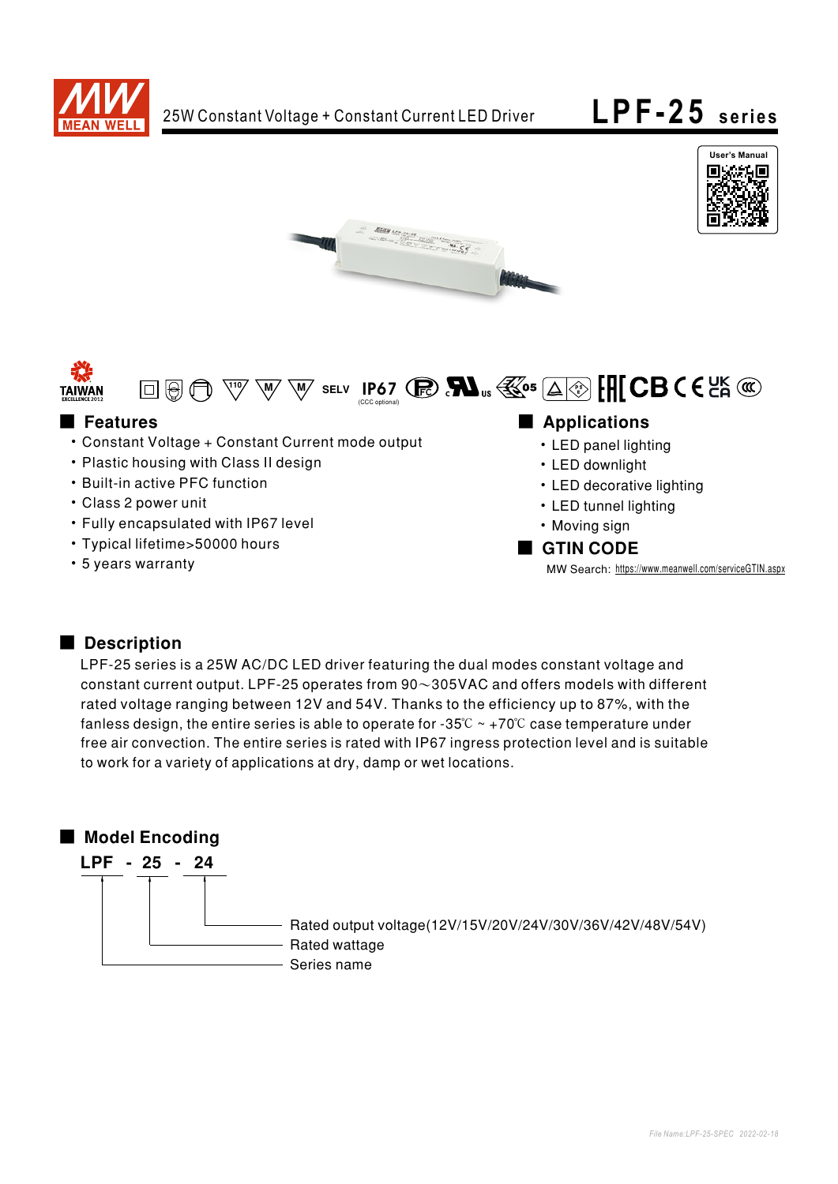# 25W Constant Voltage + Constant Current LED Driver

# LPF-25 series

User's Manual

SELV IP67 (CCC optional)

## Features

- Constant Voltage + Constant Current mode output
- Plastic housing with Class II design
- Built-in active PFC function
- Class 2 power unit
- Fully encapsulated with IP67 level
- Typical lifetime>50000 hours
- 5 years warranty

## Applications

- LED panel lighting
- LED downlight
- LED decorative lighting
- LED tunnel lighting
- Moving sign

## GTIN CODE

MW Search: https://www.meanwell.com/serviceGTIN.aspx

## Description

LPF-25 series is a 25W AC/DC LED driver featuring the dual modes constant voltage and constant current output. LPF-25 operates from 90～305VAC and offers models with different rated voltage ranging between 12V and 54V. Thanks to the efficiency up to 87%, with the fanless design, the entire series is able to operate for -35℃ ~ +70℃ case temperature under free air convection. The entire series is rated with IP67 ingress protection level and is suitable to work for a variety of applications at dry, damp or wet locations.

## Model Encoding

**LPF - 25 - 24**

- 24: Rated output voltage(12V/15V/20V/24V/30V/36V/42V/48V/54V)
- 25: Rated wattage
- LPF: Series name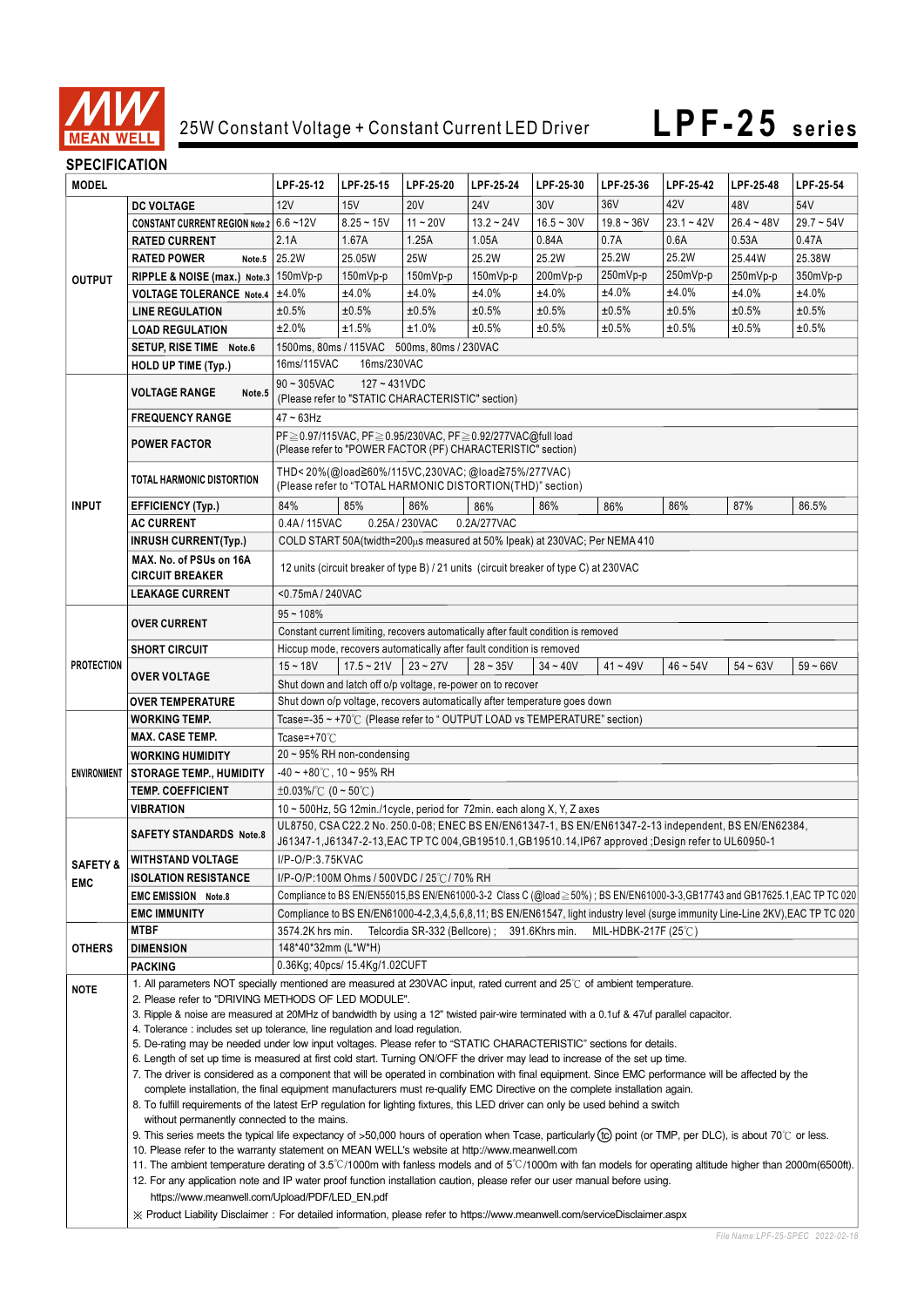# 25W Constant Voltage + Constant Current LED Driver

# LPF-25 series

## SPECIFICATION

| MODEL | | LPF-25-12 | LPF-25-15 | LPF-25-20 | LPF-25-24 | LPF-25-30 | LPF-25-36 | LPF-25-42 | LPF-25-48 | LPF-25-54 |
|---|---|---|---|---|---|---|---|---|---|---|
| OUTPUT | DC VOLTAGE | 12V | 15V | 20V | 24V | 30V | 36V | 42V | 48V | 54V |
| | CONSTANT CURRENT REGION Note.2 | 6.6 ~12V | 8.25 ~ 15V | 11 ~ 20V | 13.2 ~ 24V | 16.5 ~ 30V | 19.8 ~ 36V | 23.1 ~ 42V | 26.4 ~ 48V | 29.7 ~ 54V |
| | RATED CURRENT | 2.1A | 1.67A | 1.25A | 1.05A | 0.84A | 0.7A | 0.6A | 0.53A | 0.47A |
| | RATED POWER Note.5 | 25.2W | 25.05W | 25W | 25.2W | 25.2W | 25.2W | 25.2W | 25.44W | 25.38W |
| | RIPPLE & NOISE (max.) Note.3 | 150mVp-p | 150mVp-p | 150mVp-p | 150mVp-p | 200mVp-p | 250mVp-p | 250mVp-p | 250mVp-p | 350mVp-p |
| | VOLTAGE TOLERANCE Note.4 | ±4.0% | ±4.0% | ±4.0% | ±4.0% | ±4.0% | ±4.0% | ±4.0% | ±4.0% | ±4.0% |
| | LINE REGULATION | ±0.5% | ±0.5% | ±0.5% | ±0.5% | ±0.5% | ±0.5% | ±0.5% | ±0.5% | ±0.5% |
| | LOAD REGULATION | ±2.0% | ±1.5% | ±1.0% | ±0.5% | ±0.5% | ±0.5% | ±0.5% | ±0.5% | ±0.5% |
| | SETUP, RISE TIME Note.6 | 1500ms, 80ms / 115VAC 500ms, 80ms / 230VAC | | | | | | | | |
| | HOLD UP TIME (Typ.) | 16ms/115VAC 16ms/230VAC | | | | | | | | |
| INPUT | VOLTAGE RANGE Note.5 | 90 ~ 305VAC 127 ~ 431VDC (Please refer to "STATIC CHARACTERISTIC" section) | | | | | | | | |
| | FREQUENCY RANGE | 47 ~ 63Hz | | | | | | | | |
| | POWER FACTOR | PF≧0.97/115VAC, PF≧0.95/230VAC, PF≧0.92/277VAC@full load (Please refer to "POWER FACTOR (PF) CHARACTERISTIC" section) | | | | | | | | |
| | TOTAL HARMONIC DISTORTION | THD< 20%(@load≧60%/115VC,230VAC; @load≧75%/277VAC) (Please refer to "TOTAL HARMONIC DISTORTION(THD)" section) | | | | | | | | |
| | EFFICIENCY (Typ.) | 84% | 85% | 86% | 86% | 86% | 86% | 86% | 87% | 86.5% |
| | AC CURRENT | 0.4A / 115VAC 0.25A / 230VAC 0.2A/277VAC | | | | | | | | |
| | INRUSH CURRENT(Typ.) | COLD START 50A(twidth=200μs measured at 50% Ipeak) at 230VAC; Per NEMA 410 | | | | | | | | |
| | MAX. No. of PSUs on 16A CIRCUIT BREAKER | 12 units (circuit breaker of type B) / 21 units (circuit breaker of type C) at 230VAC | | | | | | | | |
| | LEAKAGE CURRENT | <0.75mA / 240VAC | | | | | | | | |
| PROTECTION | OVER CURRENT | 95 ~ 108% Constant current limiting, recovers automatically after fault condition is removed | | | | | | | | |
| | SHORT CIRCUIT | Hiccup mode, recovers automatically after fault condition is removed | | | | | | | | |
| | OVER VOLTAGE | 15 ~ 18V | 17.5 ~ 21V | 23 ~ 27V | 28 ~ 35V | 34 ~ 40V | 41 ~ 49V | 46 ~ 54V | 54 ~ 63V | 59 ~ 66V |
| | | Shut down and latch off o/p voltage, re-power on to recover | | | | | | | | |
| | OVER TEMPERATURE | Shut down o/p voltage, recovers automatically after temperature goes down | | | | | | | | |
| ENVIRONMENT | WORKING TEMP. | Tcase=-35 ~ +70℃ (Please refer to " OUTPUT LOAD vs TEMPERATURE" section) | | | | | | | | |
| | MAX. CASE TEMP. | Tcase=+70℃ | | | | | | | | |
| | WORKING HUMIDITY | 20 ~ 95% RH non-condensing | | | | | | | | |
| | STORAGE TEMP., HUMIDITY | -40 ~ +80℃, 10 ~ 95% RH | | | | | | | | |
| | TEMP. COEFFICIENT | ±0.03%/℃ (0 ~ 50℃) | | | | | | | | |
| | VIBRATION | 10 ~ 500Hz, 5G 12min./1cycle, period for 72min. each along X, Y, Z axes | | | | | | | | |
| SAFETY & EMC | SAFETY STANDARDS Note.8 | UL8750, CSA C22.2 No. 250.0-08; ENEC BS EN/EN61347-1, BS EN/EN61347-2-13 independent, BS EN/EN62384, J61347-1,J61347-2-13,EAC TP TC 004,GB19510.1,GB19510.14,IP67 approved ;Design refer to UL60950-1 | | | | | | | | |
| | WITHSTAND VOLTAGE | I/P-O/P:3.75KVAC | | | | | | | | |
| | ISOLATION RESISTANCE | I/P-O/P:100M Ohms / 500VDC / 25℃/ 70% RH | | | | | | | | |
| | EMC EMISSION Note.8 | Compliance to BS EN/EN55015,BS EN/EN61000-3-2 Class C (@load≧50%) ; BS EN/EN61000-3-3,GB17743 and GB17625.1,EAC TP TC 020 | | | | | | | | |
| | EMC IMMUNITY | Compliance to BS EN/EN61000-4-2,3,4,5,6,8,11; BS EN/EN61547, light industry level (surge immunity Line-Line 2KV),EAC TP TC 020 | | | | | | | | |
| OTHERS | MTBF | 3574.2K hrs min. Telcordia SR-332 (Bellcore) ; 391.6Khrs min. MIL-HDBK-217F (25℃) | | | | | | | | |
| | DIMENSION | 148*40*32mm (L*W*H) | | | | | | | | |
| | PACKING | 0.36Kg; 40pcs/ 15.4Kg/1.02CUFT | | | | | | | | |

**NOTE**

1. All parameters NOT specially mentioned are measured at 230VAC input, rated current and 25℃ of ambient temperature.
2. Please refer to "DRIVING METHODS OF LED MODULE".
3. Ripple & noise are measured at 20MHz of bandwidth by using a 12" twisted pair-wire terminated with a 0.1uf & 47uf parallel capacitor.
4. Tolerance : includes set up tolerance, line regulation and load regulation.
5. De-rating may be needed under low input voltages. Please refer to "STATIC CHARACTERISTIC" sections for details.
6. Length of set up time is measured at first cold start. Turning ON/OFF the driver may lead to increase of the set up time.
7. The driver is considered as a component that will be operated in combination with final equipment. Since EMC performance will be affected by the complete installation, the final equipment manufacturers must re-qualify EMC Directive on the complete installation again.
8. To fulfill requirements of the latest ErP regulation for lighting fixtures, this LED driver can only be used behind a switch without permanently connected to the mains.
9. This series meets the typical life expectancy of >50,000 hours of operation when Tcase, particularly (tc) point (or TMP, per DLC), is about 70℃ or less.
10. Please refer to the warranty statement on MEAN WELL's website at http://www.meanwell.com
11. The ambient temperature derating of 3.5℃/1000m with fanless models and of 5℃/1000m with fan models for operating altitude higher than 2000m(6500ft).
12. For any application note and IP water proof function installation caution, please refer our user manual before using. https://www.meanwell.com/Upload/PDF/LED_EN.pdf

※ Product Liability Disclaimer : For detailed information, please refer to https://www.meanwell.com/serviceDisclaimer.aspx

File Name:LPF-25-SPEC 2022-02-18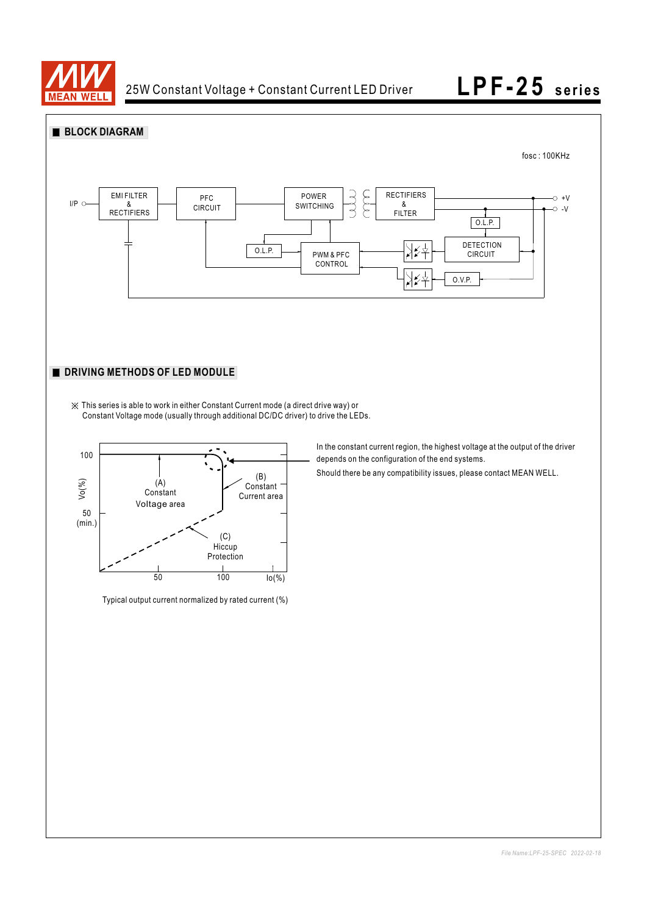# LPF-25 series

25W Constant Voltage + Constant Current LED Driver

## ■ BLOCK DIAGRAM

fosc : 100KHz

## ■ DRIVING METHODS OF LED MODULE

※ This series is able to work in either Constant Current mode (a direct drive way) or Constant Voltage mode (usually through additional DC/DC driver) to drive the LEDs.

In the constant current region, the highest voltage at the output of the driver depends on the configuration of the end systems.

Should there be any compatibility issues, please contact MEAN WELL.

Typical output current normalized by rated current (%)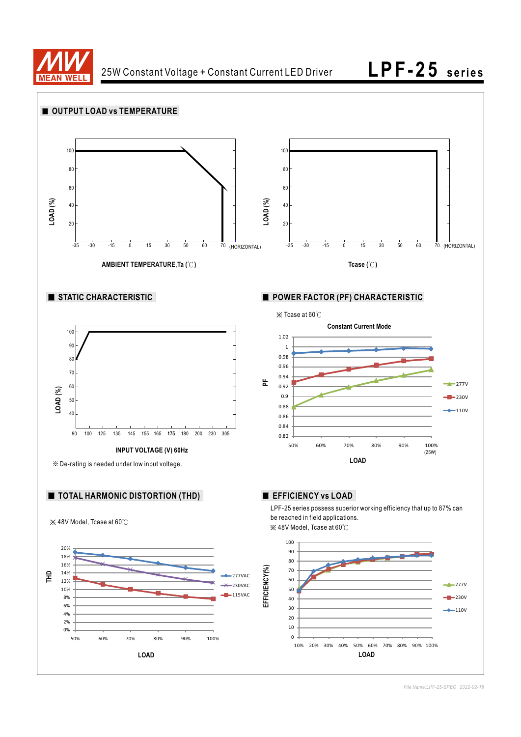## OUTPUT LOAD vs TEMPERATURE

LOAD (%)

AMBIENT TEMPERATURE,Ta (℃)

LOAD (%)

Tcase (℃)

## STATIC CHARACTERISTIC

LOAD (%)

INPUT VOLTAGE (V) 60Hz

※ De-rating is needed under low input voltage.

## POWER FACTOR (PF) CHARACTERISTIC

※ Tcase at 60℃

Constant Current Mode

PF

LOAD

## TOTAL HARMONIC DISTORTION (THD)

※ 48V Model, Tcase at 60℃

THD

LOAD

## EFFICIENCY vs LOAD

LPF-25 series possess superior working efficiency that up to 87% can be reached in field applications.

※ 48V Model, Tcase at 60℃

EFFICIENCY(%)

LOAD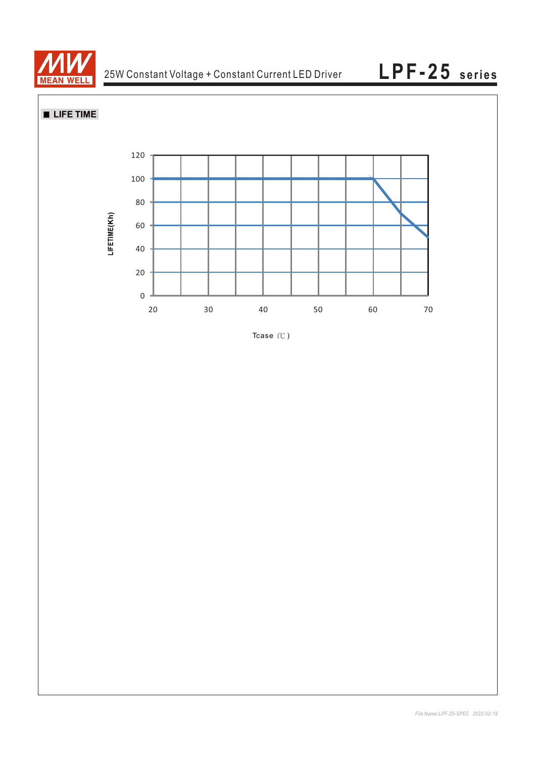## ■ LIFE TIME

LIFETIME(Kh)

120
100
80
60
40
20
0

20 30 40 50 60 70

Tcase (℃)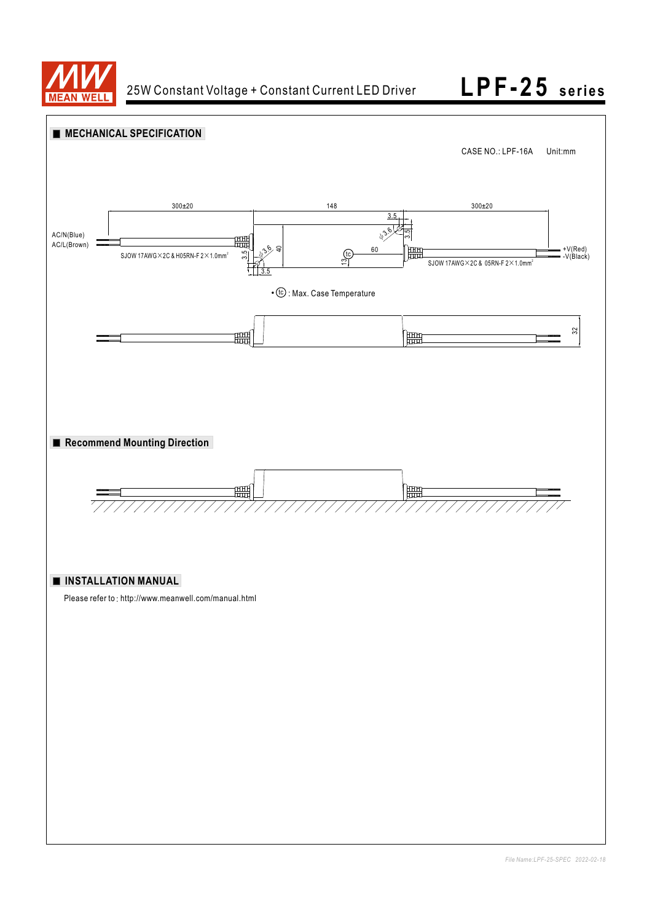## MECHANICAL SPECIFICATION

CASE NO.: LPF-16A Unit:mm

300±20

148

300±20

3.5

ϕ3.6

3.5

AC/N(Blue)
AC/L(Brown)

SJOW 17AWG×2C & H05RN-F 2×1.0mm²

3.5

ϕ3.6

40

tc

60

13

3.5

+V(Red)
-V(Black)

SJOW 17AWG×2C & 05RN-F 2×1.0mm²

• tc : Max. Case Temperature

32

## Recommend Mounting Direction

## INSTALLATION MANUAL

Please refer to : http://www.meanwell.com/manual.html